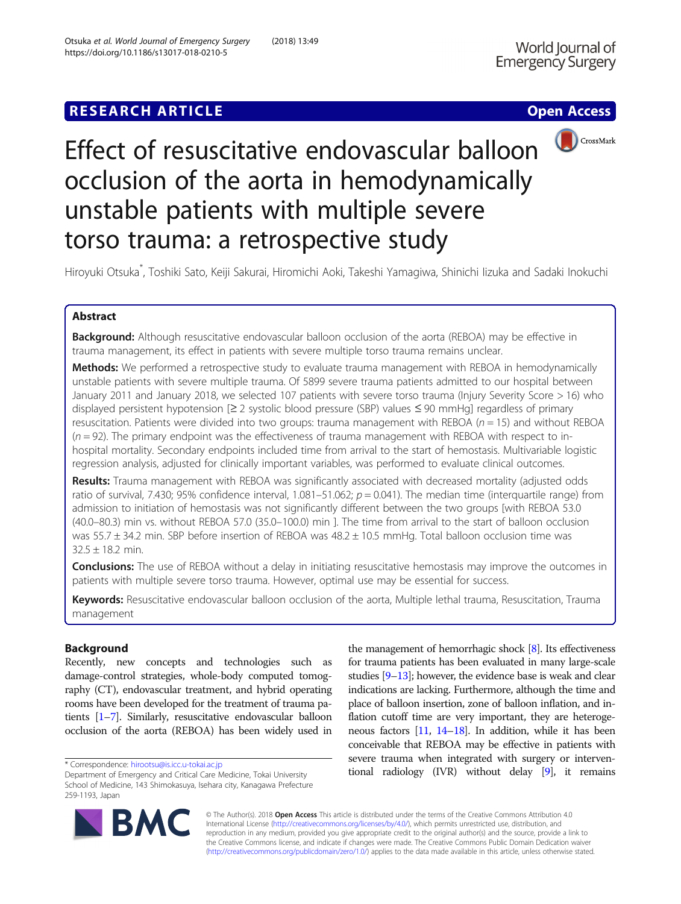# RESEARCH ARTICLE

**Open Access**

# Effect of resuscitative endovascular balloon occlusion of the aorta in hemodynamically unstable patients with multiple severe torso trauma: a retrospective study

Hiroyuki Otsuka*, Toshiki Sato, Keiji Sakurai, Hiromichi Aoki, Takeshi Yamagiwa, Shinichi Iizuka and Sadaki Inokuchi

## Abstract

**Background:** Although resuscitative endovascular balloon occlusion of the aorta (REBOA) may be effective in trauma management, its effect in patients with severe multiple torso trauma remains unclear.

**Methods:** We performed a retrospective study to evaluate trauma management with REBOA in hemodynamically unstable patients with severe multiple trauma. Of 5899 severe trauma patients admitted to our hospital between January 2011 and January 2018, we selected 107 patients with severe torso trauma (Injury Severity Score > 16) who displayed persistent hypotension [≥ 2 systolic blood pressure (SBP) values ≤ 90 mmHg] regardless of primary resuscitation. Patients were divided into two groups: trauma management with REBOA ($n = 15$) and without REBOA ($n = 92$). The primary endpoint was the effectiveness of trauma management with REBOA with respect to in-hospital mortality. Secondary endpoints included time from arrival to the start of hemostasis. Multivariable logistic regression analysis, adjusted for clinically important variables, was performed to evaluate clinical outcomes.

**Results:** Trauma management with REBOA was significantly associated with decreased mortality (adjusted odds ratio of survival, 7.430; 95% confidence interval, 1.081–51.062; $p = 0.041$). The median time (interquartile range) from admission to initiation of hemostasis was not significantly different between the two groups [with REBOA 53.0 (40.0–80.3) min vs. without REBOA 57.0 (35.0–100.0) min ]. The time from arrival to the start of balloon occlusion was 55.7 ± 34.2 min. SBP before insertion of REBOA was 48.2 ± 10.5 mmHg. Total balloon occlusion time was 32.5 ± 18.2 min.

**Conclusions:** The use of REBOA without a delay in initiating resuscitative hemostasis may improve the outcomes in patients with multiple severe torso trauma. However, optimal use may be essential for success.

**Keywords:** Resuscitative endovascular balloon occlusion of the aorta, Multiple lethal trauma, Resuscitation, Trauma management

## Background

Recently, new concepts and technologies such as damage-control strategies, whole-body computed tomography (CT), endovascular treatment, and hybrid operating rooms have been developed for the treatment of trauma patients [1–7]. Similarly, resuscitative endovascular balloon occlusion of the aorta (REBOA) has been widely used in the management of hemorrhagic shock [8]. Its effectiveness for trauma patients has been evaluated in many large-scale studies [9–13]; however, the evidence base is weak and clear indications are lacking. Furthermore, although the time and place of balloon insertion, zone of balloon inflation, and inflation cutoff time are very important, they are heterogeneous factors [11, 14–18]. In addition, while it has been conceivable that REBOA may be effective in patients with severe trauma when integrated with surgery or interventional radiology (IVR) without delay [9], it remains

* Correspondence: hirootsu@is.icc.u-tokai.ac.jp
Department of Emergency and Critical Care Medicine, Tokai University School of Medicine, 143 Shimokasuya, Isehara city, Kanagawa Prefecture 259-1193, Japan

© The Author(s). 2018 **Open Access** This article is distributed under the terms of the Creative Commons Attribution 4.0 International License (http://creativecommons.org/licenses/by/4.0/), which permits unrestricted use, distribution, and reproduction in any medium, provided you give appropriate credit to the original author(s) and the source, provide a link to the Creative Commons license, and indicate if changes were made. The Creative Commons Public Domain Dedication waiver (http://creativecommons.org/publicdomain/zero/1.0/) applies to the data made available in this article, unless otherwise stated.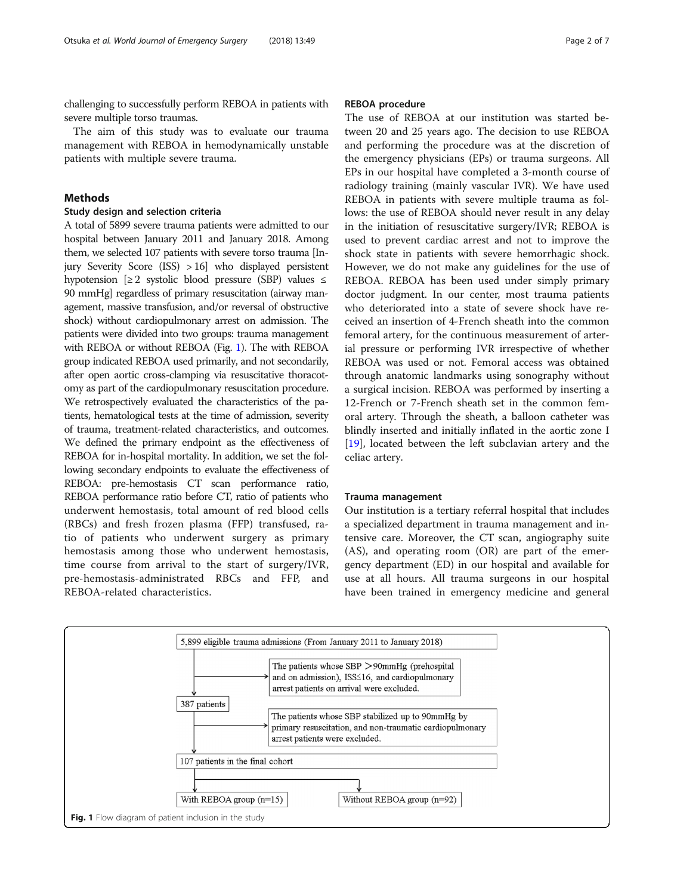challenging to successfully perform REBOA in patients with severe multiple torso traumas.

The aim of this study was to evaluate our trauma management with REBOA in hemodynamically unstable patients with multiple severe trauma.

## Methods

### Study design and selection criteria

A total of 5899 severe trauma patients were admitted to our hospital between January 2011 and January 2018. Among them, we selected 107 patients with severe torso trauma [Injury Severity Score (ISS) > 16] who displayed persistent hypotension [≥ 2 systolic blood pressure (SBP) values ≤ 90 mmHg] regardless of primary resuscitation (airway management, massive transfusion, and/or reversal of obstructive shock) without cardiopulmonary arrest on admission. The patients were divided into two groups: trauma management with REBOA or without REBOA (Fig. 1). The with REBOA group indicated REBOA used primarily, and not secondarily, after open aortic cross-clamping via resuscitative thoracotomy as part of the cardiopulmonary resuscitation procedure. We retrospectively evaluated the characteristics of the patients, hematological tests at the time of admission, severity of trauma, treatment-related characteristics, and outcomes. We defined the primary endpoint as the effectiveness of REBOA for in-hospital mortality. In addition, we set the following secondary endpoints to evaluate the effectiveness of REBOA: pre-hemostasis CT scan performance ratio, REBOA performance ratio before CT, ratio of patients who underwent hemostasis, total amount of red blood cells (RBCs) and fresh frozen plasma (FFP) transfused, ratio of patients who underwent surgery as primary hemostasis among those who underwent hemostasis, time course from arrival to the start of surgery/IVR, pre-hemostasis-administrated RBCs and FFP, and REBOA-related characteristics.

### REBOA procedure

The use of REBOA at our institution was started between 20 and 25 years ago. The decision to use REBOA and performing the procedure was at the discretion of the emergency physicians (EPs) or trauma surgeons. All EPs in our hospital have completed a 3-month course of radiology training (mainly vascular IVR). We have used REBOA in patients with severe multiple trauma as follows: the use of REBOA should never result in any delay in the initiation of resuscitative surgery/IVR; REBOA is used to prevent cardiac arrest and not to improve the shock state in patients with severe hemorrhagic shock. However, we do not make any guidelines for the use of REBOA. REBOA has been used under simply primary doctor judgment. In our center, most trauma patients who deteriorated into a state of severe shock have received an insertion of 4-French sheath into the common femoral artery, for the continuous measurement of arterial pressure or performing IVR irrespective of whether REBOA was used or not. Femoral access was obtained through anatomic landmarks using sonography without a surgical incision. REBOA was performed by inserting a 12-French or 7-French sheath set in the common femoral artery. Through the sheath, a balloon catheter was blindly inserted and initially inflated in the aortic zone I [19], located between the left subclavian artery and the celiac artery.

### Trauma management

Our institution is a tertiary referral hospital that includes a specialized department in trauma management and intensive care. Moreover, the CT scan, angiography suite (AS), and operating room (OR) are part of the emergency department (ED) in our hospital and available for use at all hours. All trauma surgeons in our hospital have been trained in emergency medicine and general

5,899 eligible trauma admissions (From January 2011 to January 2018)

The patients whose SBP >90mmHg (prehospital and on admission), ISS≤16, and cardiopulmonary arrest patients on arrival were excluded.

387 patients

The patients whose SBP stabilized up to 90mmHg by primary resuscitation, and non-traumatic cardiopulmonary arrest patients were excluded.

107 patients in the final cohort

With REBOA group (n=15)

Without REBOA group (n=92)

**Fig. 1** Flow diagram of patient inclusion in the study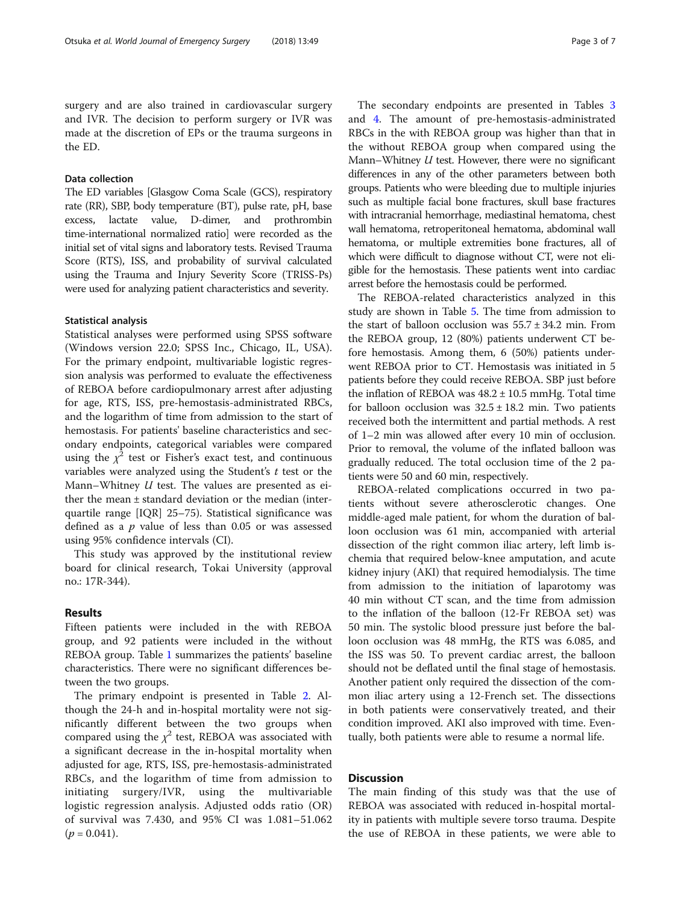surgery and are also trained in cardiovascular surgery and IVR. The decision to perform surgery or IVR was made at the discretion of EPs or the trauma surgeons in the ED.

### Data collection

The ED variables [Glasgow Coma Scale (GCS), respiratory rate (RR), SBP, body temperature (BT), pulse rate, pH, base excess, lactate value, D-dimer, and prothrombin time-international normalized ratio] were recorded as the initial set of vital signs and laboratory tests. Revised Trauma Score (RTS), ISS, and probability of survival calculated using the Trauma and Injury Severity Score (TRISS-Ps) were used for analyzing patient characteristics and severity.

### Statistical analysis

Statistical analyses were performed using SPSS software (Windows version 22.0; SPSS Inc., Chicago, IL, USA). For the primary endpoint, multivariable logistic regression analysis was performed to evaluate the effectiveness of REBOA before cardiopulmonary arrest after adjusting for age, RTS, ISS, pre-hemostasis-administrated RBCs, and the logarithm of time from admission to the start of hemostasis. For patients' baseline characteristics and secondary endpoints, categorical variables were compared using the $\chi^2$ test or Fisher's exact test, and continuous variables were analyzed using the Student's $t$ test or the Mann–Whitney $U$ test. The values are presented as either the mean ± standard deviation or the median (interquartile range [IQR] 25–75). Statistical significance was defined as a $p$ value of less than 0.05 or was assessed using 95% confidence intervals (CI).

This study was approved by the institutional review board for clinical research, Tokai University (approval no.: 17R-344).

## Results

Fifteen patients were included in the with REBOA group, and 92 patients were included in the without REBOA group. Table 1 summarizes the patients' baseline characteristics. There were no significant differences between the two groups.

The primary endpoint is presented in Table 2. Although the 24-h and in-hospital mortality were not significantly different between the two groups when compared using the $\chi^2$ test, REBOA was associated with a significant decrease in the in-hospital mortality when adjusted for age, RTS, ISS, pre-hemostasis-administrated RBCs, and the logarithm of time from admission to initiating surgery/IVR, using the multivariable logistic regression analysis. Adjusted odds ratio (OR) of survival was 7.430, and 95% CI was 1.081–51.062 ($p$ = 0.041).

The secondary endpoints are presented in Tables 3 and 4. The amount of pre-hemostasis-administrated RBCs in the with REBOA group was higher than that in the without REBOA group when compared using the Mann–Whitney $U$ test. However, there were no significant differences in any of the other parameters between both groups. Patients who were bleeding due to multiple injuries such as multiple facial bone fractures, skull base fractures with intracranial hemorrhage, mediastinal hematoma, chest wall hematoma, retroperitoneal hematoma, abdominal wall hematoma, or multiple extremities bone fractures, all of which were difficult to diagnose without CT, were not eligible for the hemostasis. These patients went into cardiac arrest before the hemostasis could be performed.

The REBOA-related characteristics analyzed in this study are shown in Table 5. The time from admission to the start of balloon occlusion was 55.7 ± 34.2 min. From the REBOA group, 12 (80%) patients underwent CT before hemostasis. Among them, 6 (50%) patients underwent REBOA prior to CT. Hemostasis was initiated in 5 patients before they could receive REBOA. SBP just before the inflation of REBOA was 48.2 ± 10.5 mmHg. Total time for balloon occlusion was 32.5 ± 18.2 min. Two patients received both the intermittent and partial methods. A rest of 1–2 min was allowed after every 10 min of occlusion. Prior to removal, the volume of the inflated balloon was gradually reduced. The total occlusion time of the 2 patients were 50 and 60 min, respectively.

REBOA-related complications occurred in two patients without severe atherosclerotic changes. One middle-aged male patient, for whom the duration of balloon occlusion was 61 min, accompanied with arterial dissection of the right common iliac artery, left limb ischemia that required below-knee amputation, and acute kidney injury (AKI) that required hemodialysis. The time from admission to the initiation of laparotomy was 40 min without CT scan, and the time from admission to the inflation of the balloon (12-Fr REBOA set) was 50 min. The systolic blood pressure just before the balloon occlusion was 48 mmHg, the RTS was 6.085, and the ISS was 50. To prevent cardiac arrest, the balloon should not be deflated until the final stage of hemostasis. Another patient only required the dissection of the common iliac artery using a 12-French set. The dissections in both patients were conservatively treated, and their condition improved. AKI also improved with time. Eventually, both patients were able to resume a normal life.

## Discussion

The main finding of this study was that the use of REBOA was associated with reduced in-hospital mortality in patients with multiple severe torso trauma. Despite the use of REBOA in these patients, we were able to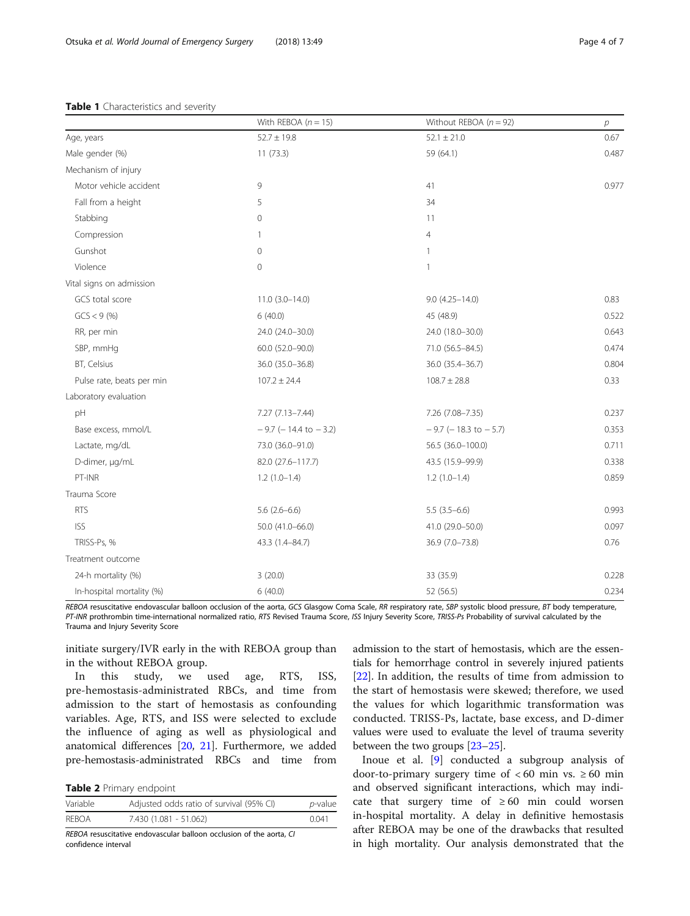**Table 1** Characteristics and severity

| | With REBOA ($n = 15$) | Without REBOA ($n = 92$) | $p$ |
|---|---|---|---|
| Age, years | 52.7 ± 19.8 | 52.1 ± 21.0 | 0.67 |
| Male gender (%) | 11 (73.3) | 59 (64.1) | 0.487 |
| Mechanism of injury | | | |
| Motor vehicle accident | 9 | 41 | 0.977 |
| Fall from a height | 5 | 34 | |
| Stabbing | 0 | 11 | |
| Compression | 1 | 4 | |
| Gunshot | 0 | 1 | |
| Violence | 0 | 1 | |
| Vital signs on admission | | | |
| GCS total score | 11.0 (3.0–14.0) | 9.0 (4.25–14.0) | 0.83 |
| GCS < 9 (%) | 6 (40.0) | 45 (48.9) | 0.522 |
| RR, per min | 24.0 (24.0–30.0) | 24.0 (18.0–30.0) | 0.643 |
| SBP, mmHg | 60.0 (52.0–90.0) | 71.0 (56.5–84.5) | 0.474 |
| BT, Celsius | 36.0 (35.0–36.8) | 36.0 (35.4–36.7) | 0.804 |
| Pulse rate, beats per min | 107.2 ± 24.4 | 108.7 ± 28.8 | 0.33 |
| Laboratory evaluation | | | |
| pH | 7.27 (7.13–7.44) | 7.26 (7.08–7.35) | 0.237 |
| Base excess, mmol/L | − 9.7 (− 14.4 to − 3.2) | − 9.7 (− 18.3 to − 5.7) | 0.353 |
| Lactate, mg/dL | 73.0 (36.0–91.0) | 56.5 (36.0–100.0) | 0.711 |
| D-dimer, μg/mL | 82.0 (27.6–117.7) | 43.5 (15.9–99.9) | 0.338 |
| PT-INR | 1.2 (1.0–1.4) | 1.2 (1.0–1.4) | 0.859 |
| Trauma Score | | | |
| RTS | 5.6 (2.6–6.6) | 5.5 (3.5–6.6) | 0.993 |
| ISS | 50.0 (41.0–66.0) | 41.0 (29.0–50.0) | 0.097 |
| TRISS-Ps, % | 43.3 (1.4–84.7) | 36.9 (7.0–73.8) | 0.76 |
| Treatment outcome | | | |
| 24-h mortality (%) | 3 (20.0) | 33 (35.9) | 0.228 |
| In-hospital mortality (%) | 6 (40.0) | 52 (56.5) | 0.234 |

*REBOA* resuscitative endovascular balloon occlusion of the aorta, *GCS* Glasgow Coma Scale, *RR* respiratory rate, *SBP* systolic blood pressure, *BT* body temperature, *PT-INR* prothrombin time-international normalized ratio, *RTS* Revised Trauma Score, *ISS* Injury Severity Score, *TRISS-Ps* Probability of survival calculated by the Trauma and Injury Severity Score

initiate surgery/IVR early in the with REBOA group than in the without REBOA group.

In this study, we used age, RTS, ISS, pre-hemostasis-administrated RBCs, and time from admission to the start of hemostasis as confounding variables. Age, RTS, and ISS were selected to exclude the influence of aging as well as physiological and anatomical differences [20, 21]. Furthermore, we added pre-hemostasis-administrated RBCs and time from admission to the start of hemostasis, which are the essentials for hemorrhage control in severely injured patients [22]. In addition, the results of time from admission to the start of hemostasis were skewed; therefore, we used the values for which logarithmic transformation was conducted. TRISS-Ps, lactate, base excess, and D-dimer values were used to evaluate the level of trauma severity between the two groups [23–25].

**Table 2** Primary endpoint

| Variable | Adjusted odds ratio of survival (95% CI) | $p$-value |
|---|---|---|
| REBOA | 7.430 (1.081 - 51.062) | 0.041 |

*REBOA* resuscitative endovascular balloon occlusion of the aorta, *CI* confidence interval

Inoue et al. [9] conducted a subgroup analysis of door-to-primary surgery time of < 60 min vs. ≥ 60 min and observed significant interactions, which may indicate that surgery time of ≥ 60 min could worsen in-hospital mortality. A delay in definitive hemostasis after REBOA may be one of the drawbacks that resulted in high mortality. Our analysis demonstrated that the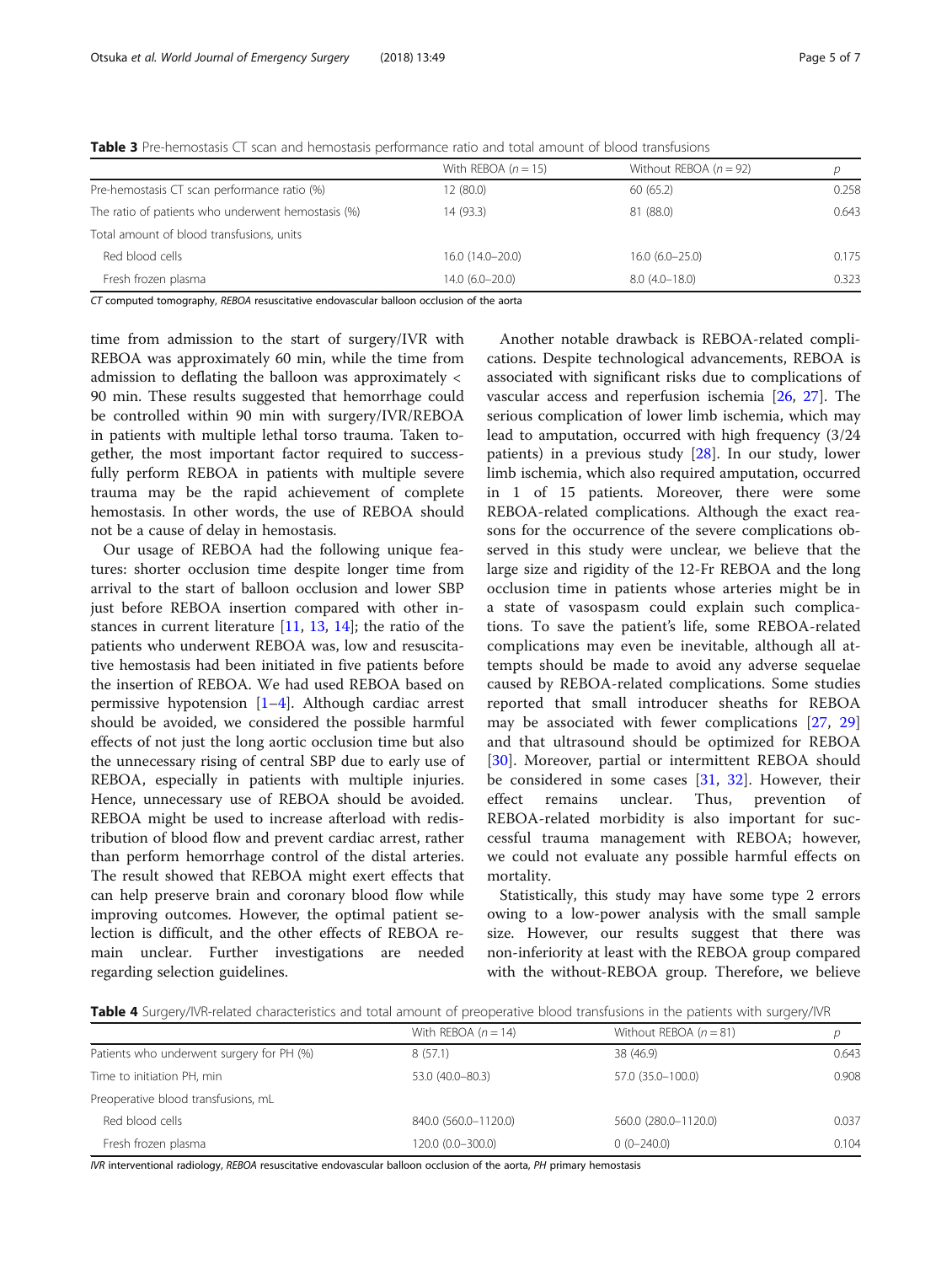**Table 3** Pre-hemostasis CT scan and hemostasis performance ratio and total amount of blood transfusions

| | With REBOA (n = 15) | Without REBOA (n = 92) | p |
|---|---|---|---|
| Pre-hemostasis CT scan performance ratio (%) | 12 (80.0) | 60 (65.2) | 0.258 |
| The ratio of patients who underwent hemostasis (%) | 14 (93.3) | 81 (88.0) | 0.643 |
| Total amount of blood transfusions, units | | | |
| Red blood cells | 16.0 (14.0–20.0) | 16.0 (6.0–25.0) | 0.175 |
| Fresh frozen plasma | 14.0 (6.0–20.0) | 8.0 (4.0–18.0) | 0.323 |

*CT* computed tomography, *REBOA* resuscitative endovascular balloon occlusion of the aorta

time from admission to the start of surgery/IVR with REBOA was approximately 60 min, while the time from admission to deflating the balloon was approximately < 90 min. These results suggested that hemorrhage could be controlled within 90 min with surgery/IVR/REBOA in patients with multiple lethal torso trauma. Taken together, the most important factor required to successfully perform REBOA in patients with multiple severe trauma may be the rapid achievement of complete hemostasis. In other words, the use of REBOA should not be a cause of delay in hemostasis.

Our usage of REBOA had the following unique features: shorter occlusion time despite longer time from arrival to the start of balloon occlusion and lower SBP just before REBOA insertion compared with other instances in current literature [11, 13, 14]; the ratio of the patients who underwent REBOA was, low and resuscitative hemostasis had been initiated in five patients before the insertion of REBOA. We had used REBOA based on permissive hypotension [1–4]. Although cardiac arrest should be avoided, we considered the possible harmful effects of not just the long aortic occlusion time but also the unnecessary rising of central SBP due to early use of REBOA, especially in patients with multiple injuries. Hence, unnecessary use of REBOA should be avoided. REBOA might be used to increase afterload with redistribution of blood flow and prevent cardiac arrest, rather than perform hemorrhage control of the distal arteries. The result showed that REBOA might exert effects that can help preserve brain and coronary blood flow while improving outcomes. However, the optimal patient selection is difficult, and the other effects of REBOA remain unclear. Further investigations are needed regarding selection guidelines.

Another notable drawback is REBOA-related complications. Despite technological advancements, REBOA is associated with significant risks due to complications of vascular access and reperfusion ischemia [26, 27]. The serious complication of lower limb ischemia, which may lead to amputation, occurred with high frequency (3/24 patients) in a previous study [28]. In our study, lower limb ischemia, which also required amputation, occurred in 1 of 15 patients. Moreover, there were some REBOA-related complications. Although the exact reasons for the occurrence of the severe complications observed in this study were unclear, we believe that the large size and rigidity of the 12-Fr REBOA and the long occlusion time in patients whose arteries might be in a state of vasospasm could explain such complications. To save the patient's life, some REBOA-related complications may even be inevitable, although all attempts should be made to avoid any adverse sequelae caused by REBOA-related complications. Some studies reported that small introducer sheaths for REBOA may be associated with fewer complications [27, 29] and that ultrasound should be optimized for REBOA [30]. Moreover, partial or intermittent REBOA should be considered in some cases [31, 32]. However, their effect remains unclear. Thus, prevention of REBOA-related morbidity is also important for successful trauma management with REBOA; however, we could not evaluate any possible harmful effects on mortality.

Statistically, this study may have some type 2 errors owing to a low-power analysis with the small sample size. However, our results suggest that there was non-inferiority at least with the REBOA group compared with the without-REBOA group. Therefore, we believe

**Table 4** Surgery/IVR-related characteristics and total amount of preoperative blood transfusions in the patients with surgery/IVR

| | With REBOA (n = 14) | Without REBOA (n = 81) | p |
|---|---|---|---|
| Patients who underwent surgery for PH (%) | 8 (57.1) | 38 (46.9) | 0.643 |
| Time to initiation PH, min | 53.0 (40.0–80.3) | 57.0 (35.0–100.0) | 0.908 |
| Preoperative blood transfusions, mL | | | |
| Red blood cells | 840.0 (560.0–1120.0) | 560.0 (280.0–1120.0) | 0.037 |
| Fresh frozen plasma | 120.0 (0.0–300.0) | 0 (0–240.0) | 0.104 |

*IVR* interventional radiology, *REBOA* resuscitative endovascular balloon occlusion of the aorta, *PH* primary hemostasis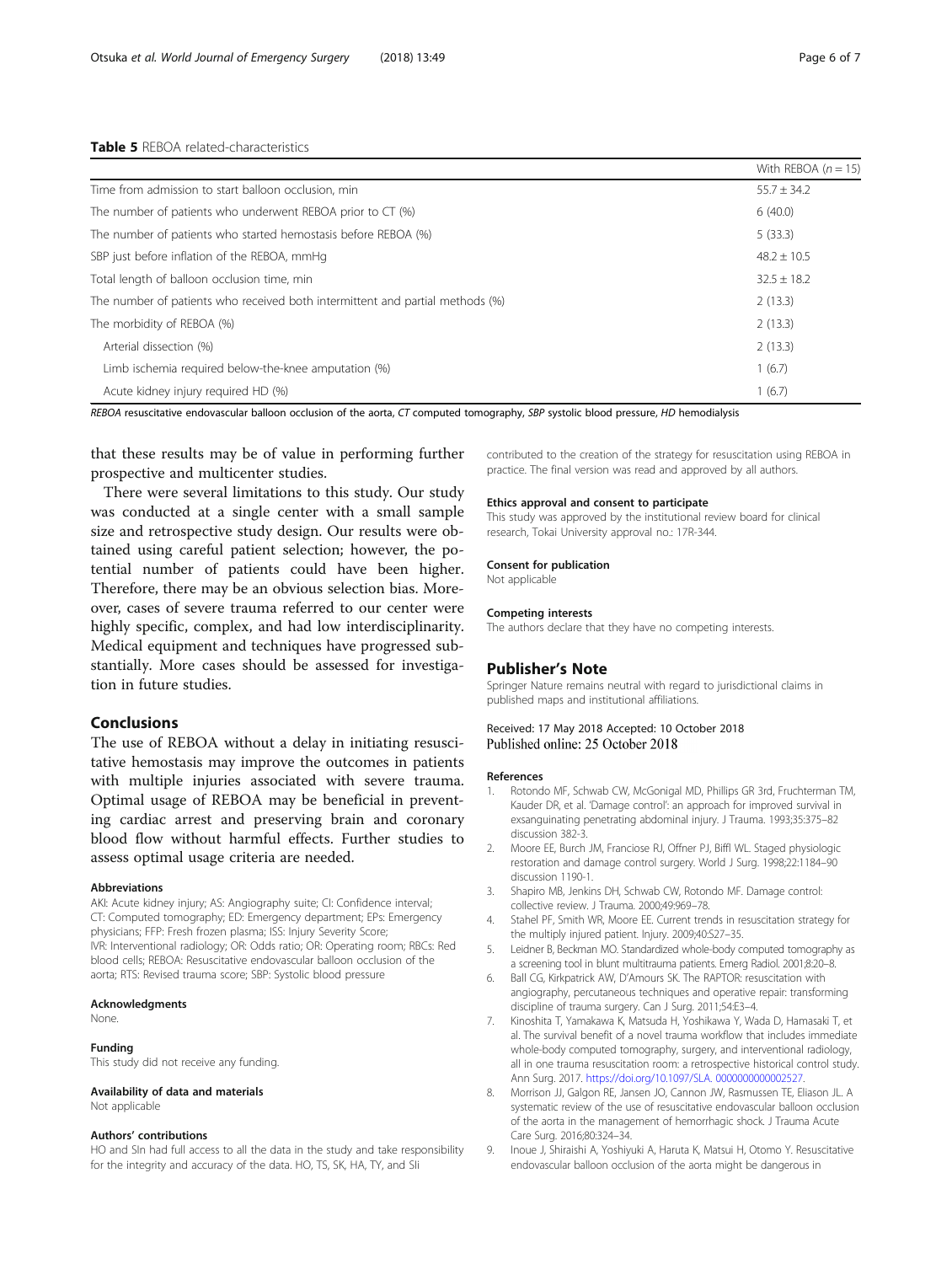**Table 5** REBOA related-characteristics

| | With REBOA (*n* = 15) |
|---|---|
| Time from admission to start balloon occlusion, min | 55.7 ± 34.2 |
| The number of patients who underwent REBOA prior to CT (%) | 6 (40.0) |
| The number of patients who started hemostasis before REBOA (%) | 5 (33.3) |
| SBP just before inflation of the REBOA, mmHg | 48.2 ± 10.5 |
| Total length of balloon occlusion time, min | 32.5 ± 18.2 |
| The number of patients who received both intermittent and partial methods (%) | 2 (13.3) |
| The morbidity of REBOA (%) | 2 (13.3) |
| Arterial dissection (%) | 2 (13.3) |
| Limb ischemia required below-the-knee amputation (%) | 1 (6.7) |
| Acute kidney injury required HD (%) | 1 (6.7) |

*REBOA* resuscitative endovascular balloon occlusion of the aorta, *CT* computed tomography, *SBP* systolic blood pressure, *HD* hemodialysis

that these results may be of value in performing further prospective and multicenter studies.

There were several limitations to this study. Our study was conducted at a single center with a small sample size and retrospective study design. Our results were obtained using careful patient selection; however, the potential number of patients could have been higher. Therefore, there may be an obvious selection bias. Moreover, cases of severe trauma referred to our center were highly specific, complex, and had low interdisciplinarity. Medical equipment and techniques have progressed substantially. More cases should be assessed for investigation in future studies.

## Conclusions

The use of REBOA without a delay in initiating resuscitative hemostasis may improve the outcomes in patients with multiple injuries associated with severe trauma. Optimal usage of REBOA may be beneficial in preventing cardiac arrest and preserving brain and coronary blood flow without harmful effects. Further studies to assess optimal usage criteria are needed.

#### Abbreviations

AKI: Acute kidney injury; AS: Angiography suite; CI: Confidence interval; CT: Computed tomography; ED: Emergency department; EPs: Emergency physicians; FFP: Fresh frozen plasma; ISS: Injury Severity Score; IVR: Interventional radiology; OR: Odds ratio; OR: Operating room; RBCs: Red blood cells; REBOA: Resuscitative endovascular balloon occlusion of the aorta; RTS: Revised trauma score; SBP: Systolic blood pressure

#### Acknowledgments

None.

#### Funding

This study did not receive any funding.

#### Availability of data and materials

Not applicable

#### Authors' contributions

HO and SIn had full access to all the data in the study and take responsibility for the integrity and accuracy of the data. HO, TS, SK, HA, TY, and SIi contributed to the creation of the strategy for resuscitation using REBOA in practice. The final version was read and approved by all authors.

#### Ethics approval and consent to participate

This study was approved by the institutional review board for clinical research, Tokai University approval no.: 17R-344.

#### Consent for publication

Not applicable

#### Competing interests

The authors declare that they have no competing interests.

## Publisher's Note

Springer Nature remains neutral with regard to jurisdictional claims in published maps and institutional affiliations.

Received: 17 May 2018 Accepted: 10 October 2018
Published online: 25 October 2018

#### References

1. Rotondo MF, Schwab CW, McGonigal MD, Phillips GR 3rd, Fruchterman TM, Kauder DR, et al. 'Damage control': an approach for improved survival in exsanguinating penetrating abdominal injury. J Trauma. 1993;35:375–82 discussion 382-3.
2. Moore EE, Burch JM, Franciose RJ, Offner PJ, Biffl WL. Staged physiologic restoration and damage control surgery. World J Surg. 1998;22:1184–90 discussion 1190-1.
3. Shapiro MB, Jenkins DH, Schwab CW, Rotondo MF. Damage control: collective review. J Trauma. 2000;49:969–78.
4. Stahel PF, Smith WR, Moore EE. Current trends in resuscitation strategy for the multiply injured patient. Injury. 2009;40:S27–35.
5. Leidner B, Beckman MO. Standardized whole-body computed tomography as a screening tool in blunt multitrauma patients. Emerg Radiol. 2001;8:20–8.
6. Ball CG, Kirkpatrick AW, D'Amours SK. The RAPTOR: resuscitation with angiography, percutaneous techniques and operative repair: transforming discipline of trauma surgery. Can J Surg. 2011;54:E3–4.
7. Kinoshita T, Yamakawa K, Matsuda H, Yoshikawa Y, Wada D, Hamasaki T, et al. The survival benefit of a novel trauma workflow that includes immediate whole-body computed tomography, surgery, and interventional radiology, all in one trauma resuscitation room: a retrospective historical control study. Ann Surg. 2017. https://doi.org/10.1097/SLA. 0000000000002527.
8. Morrison JJ, Galgon RE, Jansen JO, Cannon JW, Rasmussen TE, Eliason JL. A systematic review of the use of resuscitative endovascular balloon occlusion of the aorta in the management of hemorrhagic shock. J Trauma Acute Care Surg. 2016;80:324–34.
9. Inoue J, Shiraishi A, Yoshiyuki A, Haruta K, Matsui H, Otomo Y. Resuscitative endovascular balloon occlusion of the aorta might be dangerous in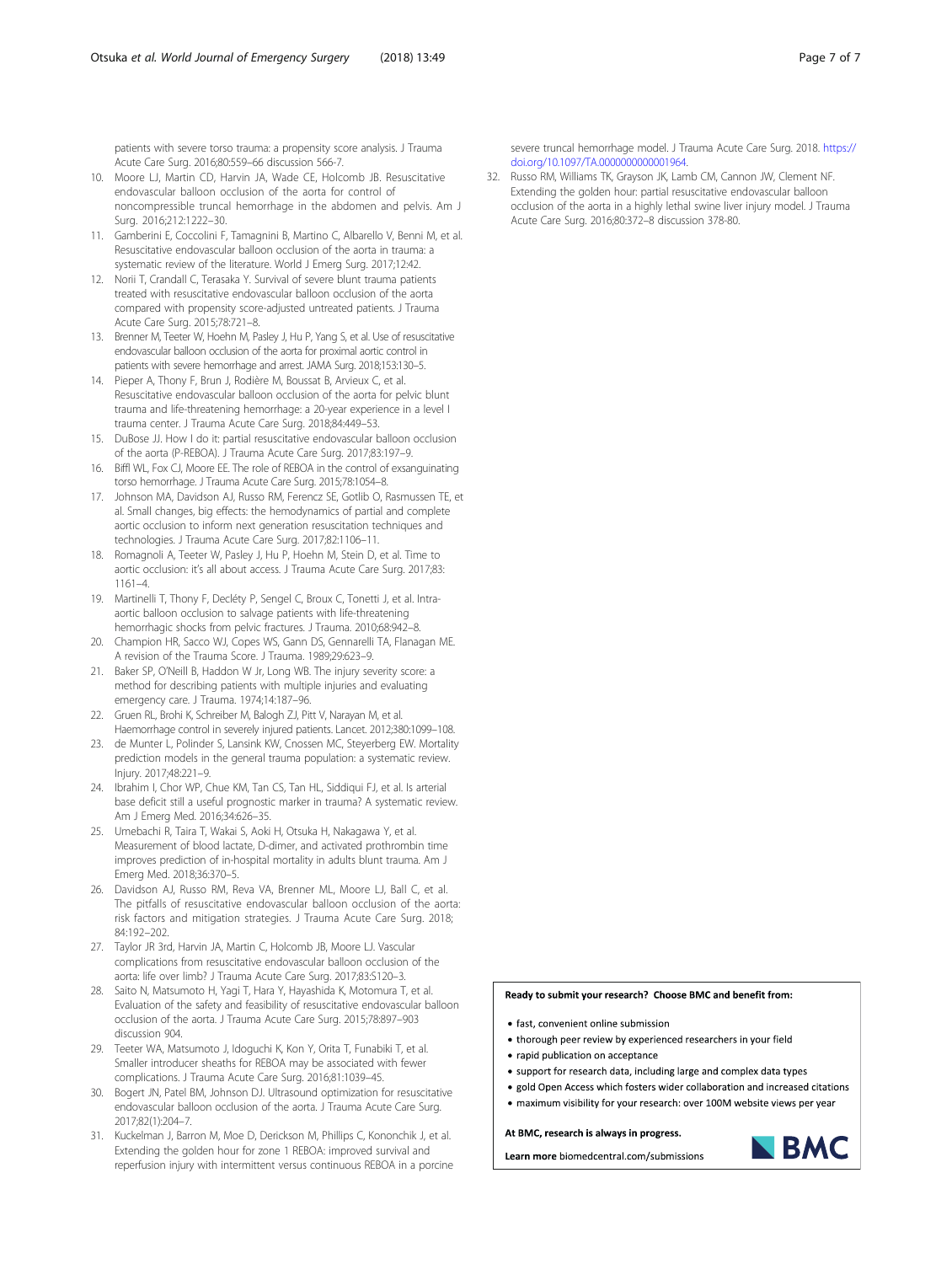patients with severe torso trauma: a propensity score analysis. J Trauma Acute Care Surg. 2016;80:559–66 discussion 566-7.

10. Moore LJ, Martin CD, Harvin JA, Wade CE, Holcomb JB. Resuscitative endovascular balloon occlusion of the aorta for control of noncompressible truncal hemorrhage in the abdomen and pelvis. Am J Surg. 2016;212:1222–30.
11. Gamberini E, Coccolini F, Tamagnini B, Martino C, Albarello V, Benni M, et al. Resuscitative endovascular balloon occlusion of the aorta in trauma: a systematic review of the literature. World J Emerg Surg. 2017;12:42.
12. Norii T, Crandall C, Terasaka Y. Survival of severe blunt trauma patients treated with resuscitative endovascular balloon occlusion of the aorta compared with propensity score-adjusted untreated patients. J Trauma Acute Care Surg. 2015;78:721–8.
13. Brenner M, Teeter W, Hoehn M, Pasley J, Hu P, Yang S, et al. Use of resuscitative endovascular balloon occlusion of the aorta for proximal aortic control in patients with severe hemorrhage and arrest. JAMA Surg. 2018;153:130–5.
14. Pieper A, Thony F, Brun J, Rodière M, Boussat B, Arvieux C, et al. Resuscitative endovascular balloon occlusion of the aorta for pelvic blunt trauma and life-threatening hemorrhage: a 20-year experience in a level I trauma center. J Trauma Acute Care Surg. 2018;84:449–53.
15. DuBose JJ. How I do it: partial resuscitative endovascular balloon occlusion of the aorta (P-REBOA). J Trauma Acute Care Surg. 2017;83:197–9.
16. Biffl WL, Fox CJ, Moore EE. The role of REBOA in the control of exsanguinating torso hemorrhage. J Trauma Acute Care Surg. 2015;78:1054–8.
17. Johnson MA, Davidson AJ, Russo RM, Ferencz SE, Gotlib O, Rasmussen TE, et al. Small changes, big effects: the hemodynamics of partial and complete aortic occlusion to inform next generation resuscitation techniques and technologies. J Trauma Acute Care Surg. 2017;82:1106–11.
18. Romagnoli A, Teeter W, Pasley J, Hu P, Hoehn M, Stein D, et al. Time to aortic occlusion: it's all about access. J Trauma Acute Care Surg. 2017;83:1161–4.
19. Martinelli T, Thony F, Decléty P, Sengel C, Broux C, Tonetti J, et al. Intra-aortic balloon occlusion to salvage patients with life-threatening hemorrhagic shocks from pelvic fractures. J Trauma. 2010;68:942–8.
20. Champion HR, Sacco WJ, Copes WS, Gann DS, Gennarelli TA, Flanagan ME. A revision of the Trauma Score. J Trauma. 1989;29:623–9.
21. Baker SP, O'Neill B, Haddon W Jr, Long WB. The injury severity score: a method for describing patients with multiple injuries and evaluating emergency care. J Trauma. 1974;14:187–96.
22. Gruen RL, Brohi K, Schreiber M, Balogh ZJ, Pitt V, Narayan M, et al. Haemorrhage control in severely injured patients. Lancet. 2012;380:1099–108.
23. de Munter L, Polinder S, Lansink KW, Cnossen MC, Steyerberg EW. Mortality prediction models in the general trauma population: a systematic review. Injury. 2017;48:221–9.
24. Ibrahim I, Chor WP, Chue KM, Tan CS, Tan HL, Siddiqui FJ, et al. Is arterial base deficit still a useful prognostic marker in trauma? A systematic review. Am J Emerg Med. 2016;34:626–35.
25. Umebachi R, Taira T, Wakai S, Aoki H, Otsuka H, Nakagawa Y, et al. Measurement of blood lactate, D-dimer, and activated prothrombin time improves prediction of in-hospital mortality in adults blunt trauma. Am J Emerg Med. 2018;36:370–5.
26. Davidson AJ, Russo RM, Reva VA, Brenner ML, Moore LJ, Ball C, et al. The pitfalls of resuscitative endovascular balloon occlusion of the aorta: risk factors and mitigation strategies. J Trauma Acute Care Surg. 2018;84:192–202.
27. Taylor JR 3rd, Harvin JA, Martin C, Holcomb JB, Moore LJ. Vascular complications from resuscitative endovascular balloon occlusion of the aorta: life over limb? J Trauma Acute Care Surg. 2017;83:S120–3.
28. Saito N, Matsumoto H, Yagi T, Hara Y, Hayashida K, Motomura T, et al. Evaluation of the safety and feasibility of resuscitative endovascular balloon occlusion of the aorta. J Trauma Acute Care Surg. 2015;78:897–903 discussion 904.
29. Teeter WA, Matsumoto J, Idoguchi K, Kon Y, Orita T, Funabiki T, et al. Smaller introducer sheaths for REBOA may be associated with fewer complications. J Trauma Acute Care Surg. 2016;81:1039–45.
30. Bogert JN, Patel BM, Johnson DJ. Ultrasound optimization for resuscitative endovascular balloon occlusion of the aorta. J Trauma Acute Care Surg. 2017;82(1):204–7.
31. Kuckelman J, Barron M, Moe D, Derickson M, Phillips C, Kononchik J, et al. Extending the golden hour for zone 1 REBOA: improved survival and reperfusion injury with intermittent versus continuous REBOA in a porcine severe truncal hemorrhage model. J Trauma Acute Care Surg. 2018. https://doi.org/10.1097/TA.0000000000001964.
32. Russo RM, Williams TK, Grayson JK, Lamb CM, Cannon JW, Clement NF. Extending the golden hour: partial resuscitative endovascular balloon occlusion of the aorta in a highly lethal swine liver injury model. J Trauma Acute Care Surg. 2016;80:372–8 discussion 378-80.

**Ready to submit your research? Choose BMC and benefit from:**

- fast, convenient online submission
- thorough peer review by experienced researchers in your field
- rapid publication on acceptance
- support for research data, including large and complex data types
- gold Open Access which fosters wider collaboration and increased citations
- maximum visibility for your research: over 100M website views per year

**At BMC, research is always in progress.**

**Learn more** biomedcentral.com/submissions

BMC